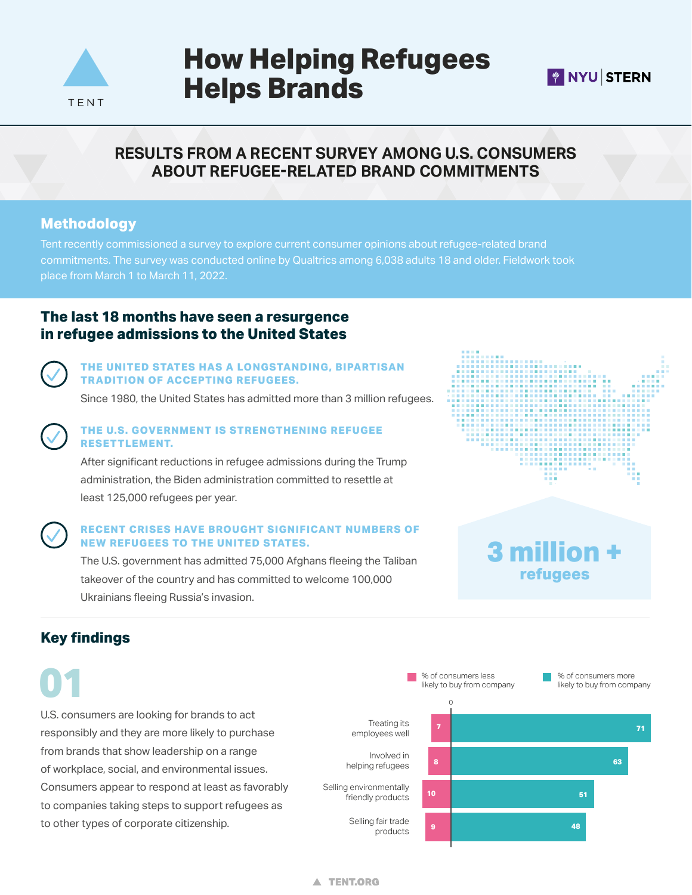TENT

# How Helping Refugees Helps Brands

NYU | STERN

## RESULTS FROM A RECENT SURVEY AMONG U.S. CONSUMERS ABOUT REFUGEE-RELATED BRAND COMMITMENTS

### Methodology

Tent recently commissioned a survey to explore current consumer opinions about refugee-related brand commitments. The survey was conducted online by Qualtrics among 6,038 adults 18 and older. Fieldwork took place from March 1 to March 11, 2022.

### The last 18 months have seen a resurgence in refugee admissions to the United States

**THE UNITED STATES HAS A LONGSTANDING, BIPARTISAN TRADITION OF ACCEPTING REFUGEES.**

Since 1980, the United States has admitted more than 3 million refugees.

**THE U.S. GOVERNMENT IS STRENGTHENING REFUGEE RESETTLEMENT.**

After significant reductions in refugee admissions during the Trump administration, the Biden administration committed to resettle at least 125,000 refugees per year.

**RECENT CRISES HAVE BROUGHT SIGNIFICANT NUMBERS OF NEW REFUGEES TO THE UNITED STATES.**

The U.S. government has admitted 75,000 Afghans fleeing the Taliban takeover of the country and has committed to welcome 100,000 Ukrainians fleeing Russia's invasion.

**3 million + refugees**

### Key findings

**01**

U.S. consumers are looking for brands to act responsibly and they are more likely to purchase from brands that show leadership on a range of workplace, social, and environmental issues. Consumers appear to respond at least as favorably to companies taking steps to support refugees as to other types of corporate citizenship.

| | % of consumers less likely to buy from company | % of consumers more likely to buy from company |
|---|---|---|
| Treating its employees well | 7 | 71 |
| Involved in helping refugees | 8 | 63 |
| Selling environmentally friendly products | 10 | 51 |
| Selling fair trade products | 9 | 48 |

TENT.ORG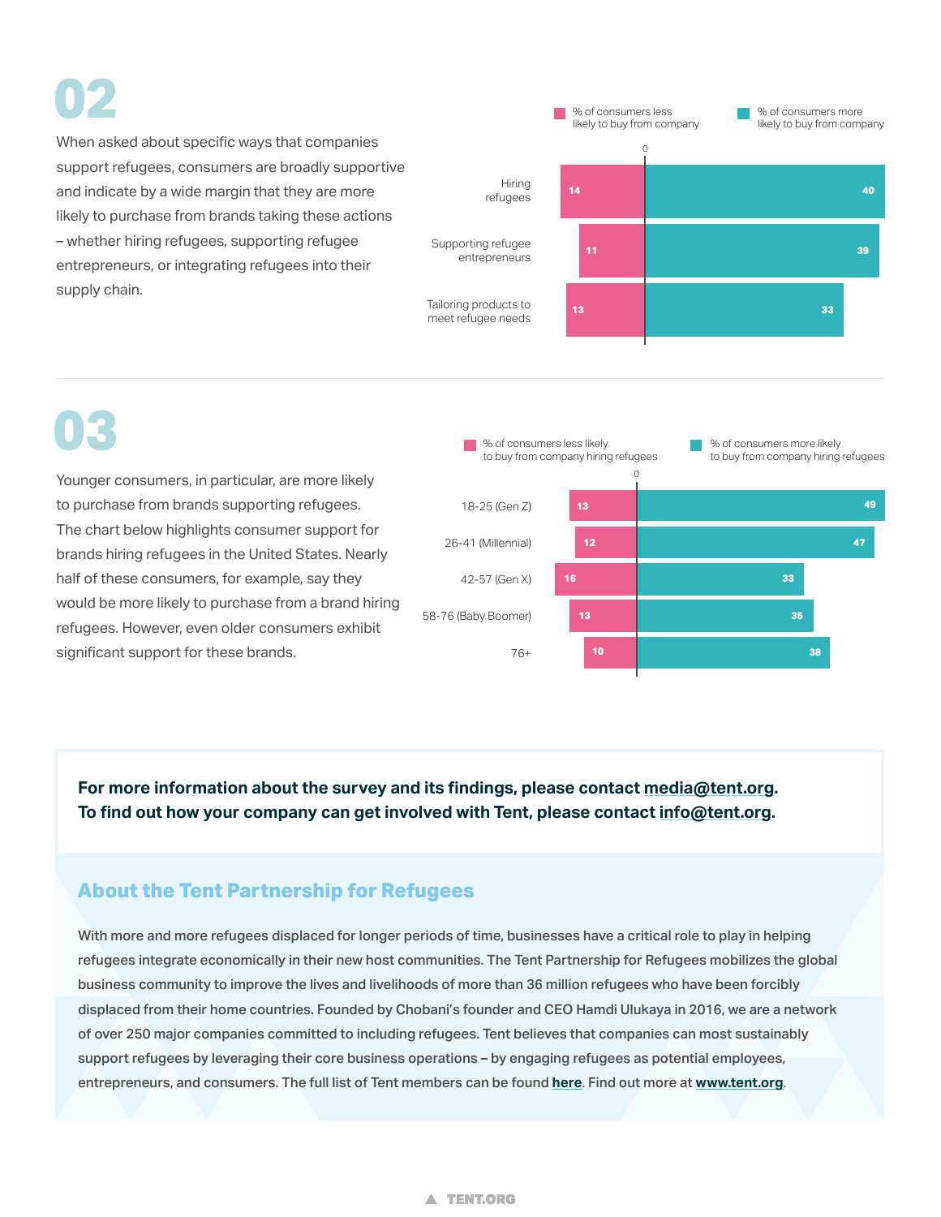# 02

When asked about specific ways that companies support refugees, consumers are broadly supportive and indicate by a wide margin that they are more likely to purchase from brands taking these actions – whether hiring refugees, supporting refugee entrepreneurs, or integrating refugees into their supply chain.

% of consumers less likely to buy from company

% of consumers more likely to buy from company

0

Hiring refugees
14
40

Supporting refugee entrepreneurs
11
39

Tailoring products to meet refugee needs
13
33

# 03

Younger consumers, in particular, are more likely to purchase from brands supporting refugees. The chart below highlights consumer support for brands hiring refugees in the United States. Nearly half of these consumers, for example, say they would be more likely to purchase from a brand hiring refugees. However, even older consumers exhibit significant support for these brands.

% of consumers less likely to buy from company hiring refugees

% of consumers more likely to buy from company hiring refugees

0

18-25 (Gen Z)
13
49

26-41 (Millennial)
12
47

42-57 (Gen X)
16
33

58-76 (Baby Boomer)
13
35

76+
10
38

**For more information about the survey and its findings, please contact media@tent.org.**
**To find out how your company can get involved with Tent, please contact info@tent.org.**

## About the Tent Partnership for Refugees

With more and more refugees displaced for longer periods of time, businesses have a critical role to play in helping refugees integrate economically in their new host communities. The Tent Partnership for Refugees mobilizes the global business community to improve the lives and livelihoods of more than 36 million refugees who have been forcibly displaced from their home countries. Founded by Chobani's founder and CEO Hamdi Ulukaya in 2016, we are a network of over 250 major companies committed to including refugees. Tent believes that companies can most sustainably support refugees by leveraging their core business operations – by engaging refugees as potential employees, entrepreneurs, and consumers. The full list of Tent members can be found here. Find out more at www.tent.org.